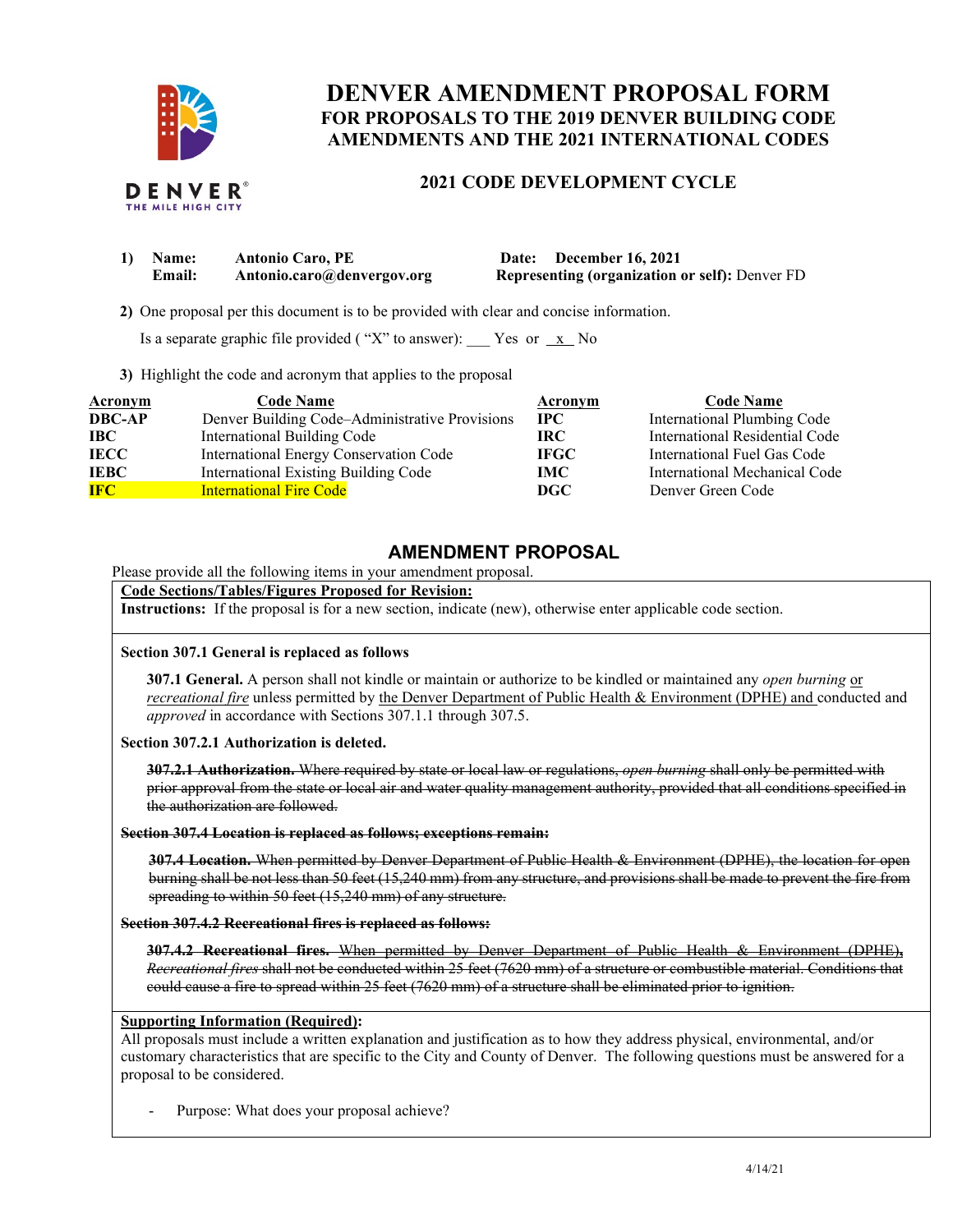# DENVER AMENDMENT PROPOSAL FORM

## FOR PROPOSALS TO THE 2019 DENVER BUILDING CODE AMENDMENTS AND THE 2021 INTERNATIONAL CODES

### 2021 CODE DEVELOPMENT CYCLE

DENVER
THE MILE HIGH CITY

**1) Name:** **Antonio Caro, PE** **Date: December 16, 2021**
**Email:** **Antonio.caro@denvergov.org** **Representing (organization or self):** Denver FD

**2)** One proposal per this document is to be provided with clear and concise information.

Is a separate graphic file provided ( "X" to answer): ___ Yes or _x_ No

**3)** Highlight the code and acronym that applies to the proposal

| Acronym | Code Name | Acronym | Code Name |
|---|---|---|---|
| **DBC-AP** | Denver Building Code–Administrative Provisions | **IPC** | International Plumbing Code |
| **IBC** | International Building Code | **IRC** | International Residential Code |
| **IECC** | International Energy Conservation Code | **IFGC** | International Fuel Gas Code |
| **IEBC** | International Existing Building Code | **IMC** | International Mechanical Code |
| **IFC** | International Fire Code | **DGC** | Denver Green Code |

## AMENDMENT PROPOSAL

Please provide all the following items in your amendment proposal.

**Code Sections/Tables/Figures Proposed for Revision:**
**Instructions:** If the proposal is for a new section, indicate (new), otherwise enter applicable code section.

**Section 307.1 General is replaced as follows**

**307.1 General.** A person shall not kindle or maintain or authorize to be kindled or maintained any *open burning* <u>or</u> <u>*recreational fire*</u> unless permitted by <u>the Denver Department of Public Health & Environment (DPHE) and</u> conducted and *approved* in accordance with Sections 307.1.1 through 307.5.

**Section 307.2.1 Authorization is deleted.**

~~**307.2.1 Authorization.** Where required by state or local law or regulations, *open burning* shall only be permitted with prior approval from the state or local air and water quality management authority, provided that all conditions specified in the authorization are followed.~~

~~**Section 307.4 Location is replaced as follows; exceptions remain:**~~

~~**307.4 Location.** When permitted by Denver Department of Public Health & Environment (DPHE), the location for open burning shall be not less than 50 feet (15,240 mm) from any structure, and provisions shall be made to prevent the fire from spreading to within 50 feet (15,240 mm) of any structure.~~

~~**Section 307.4.2 Recreational fires is replaced as follows:**~~

~~**307.4.2 Recreational fires.** When permitted by Denver Department of Public Health & Environment (DPHE), *Recreational fires* shall not be conducted within 25 feet (7620 mm) of a structure or combustible material. Conditions that could cause a fire to spread within 25 feet (7620 mm) of a structure shall be eliminated prior to ignition.~~

**Supporting Information (Required):**
All proposals must include a written explanation and justification as to how they address physical, environmental, and/or customary characteristics that are specific to the City and County of Denver. The following questions must be answered for a proposal to be considered.

- Purpose: What does your proposal achieve?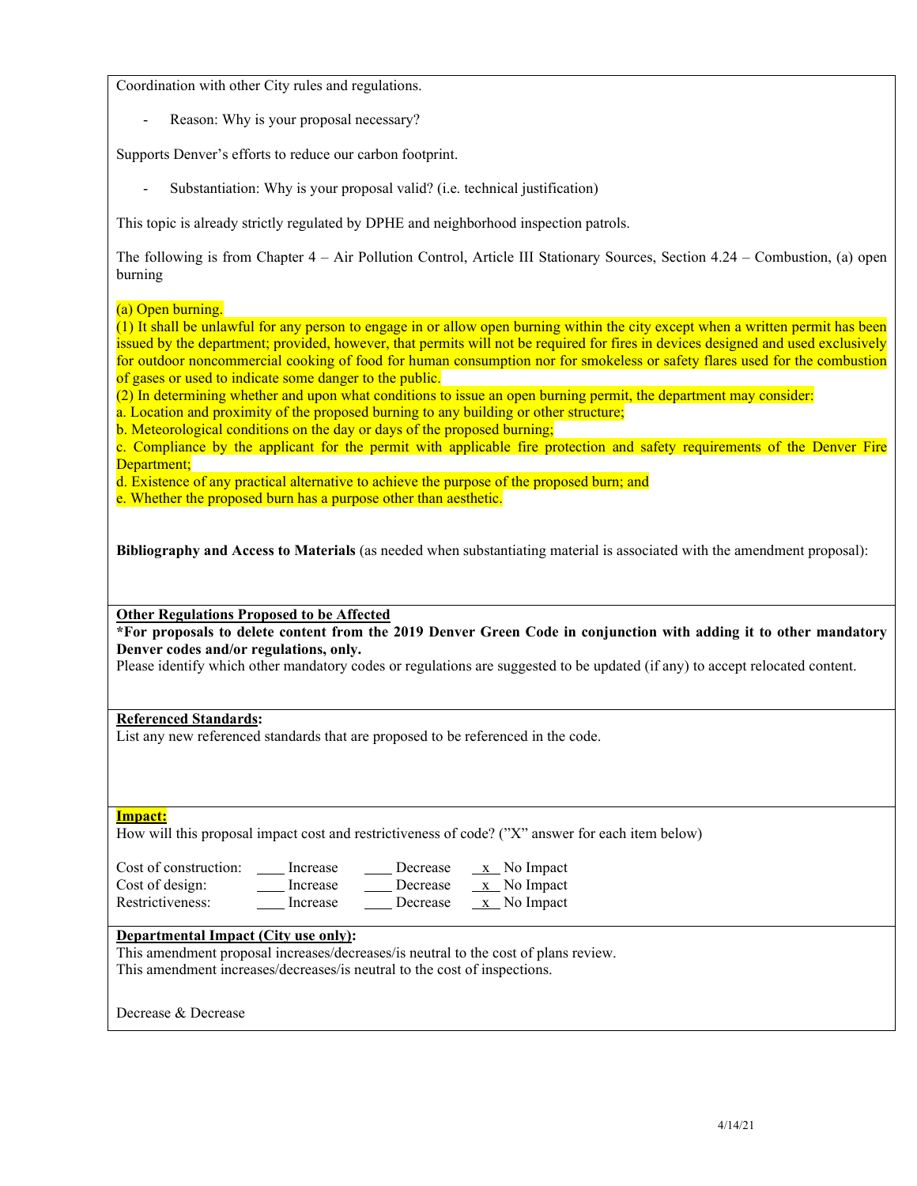Coordination with other City rules and regulations.

- Reason: Why is your proposal necessary?

Supports Denver's efforts to reduce our carbon footprint.

- Substantiation: Why is your proposal valid? (i.e. technical justification)

This topic is already strictly regulated by DPHE and neighborhood inspection patrols.

The following is from Chapter 4 – Air Pollution Control, Article III Stationary Sources, Section 4.24 – Combustion, (a) open burning

(a) Open burning.
(1) It shall be unlawful for any person to engage in or allow open burning within the city except when a written permit has been issued by the department; provided, however, that permits will not be required for fires in devices designed and used exclusively for outdoor noncommercial cooking of food for human consumption nor for smokeless or safety flares used for the combustion of gases or used to indicate some danger to the public.
(2) In determining whether and upon what conditions to issue an open burning permit, the department may consider:
a. Location and proximity of the proposed burning to any building or other structure;
b. Meteorological conditions on the day or days of the proposed burning;
c. Compliance by the applicant for the permit with applicable fire protection and safety requirements of the Denver Fire Department;
d. Existence of any practical alternative to achieve the purpose of the proposed burn; and
e. Whether the proposed burn has a purpose other than aesthetic.

**Bibliography and Access to Materials** (as needed when substantiating material is associated with the amendment proposal):

**Other Regulations Proposed to be Affected**
**\*For proposals to delete content from the 2019 Denver Green Code in conjunction with adding it to other mandatory Denver codes and/or regulations, only.**
Please identify which other mandatory codes or regulations are suggested to be updated (if any) to accept relocated content.

**Referenced Standards:**
List any new referenced standards that are proposed to be referenced in the code.

**Impact:**
How will this proposal impact cost and restrictiveness of code? ("X" answer for each item below)

| | | | |
|---|---|---|---|
| Cost of construction: | ____ Increase | ____ Decrease | _x_ No Impact |
| Cost of design: | ____ Increase | ____ Decrease | _x_ No Impact |
| Restrictiveness: | ____ Increase | ____ Decrease | _x_ No Impact |

**Departmental Impact (City use only):**
This amendment proposal increases/decreases/is neutral to the cost of plans review.
This amendment increases/decreases/is neutral to the cost of inspections.

Decrease & Decrease